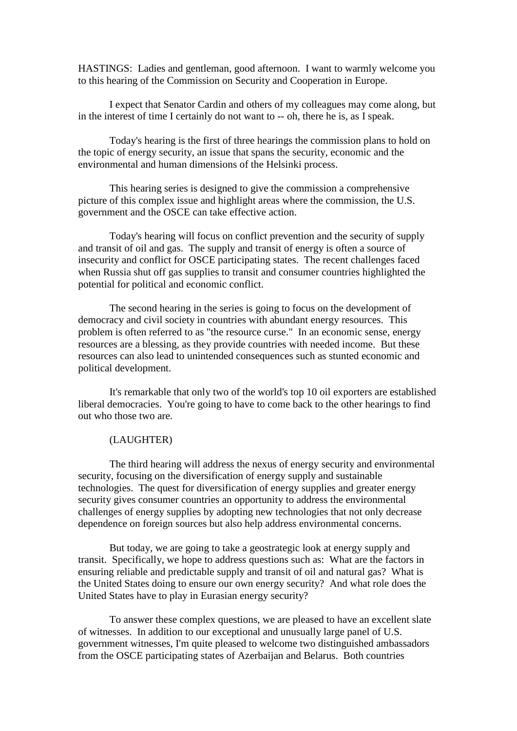HASTINGS: Ladies and gentleman, good afternoon. I want to warmly welcome you to this hearing of the Commission on Security and Cooperation in Europe.

I expect that Senator Cardin and others of my colleagues may come along, but in the interest of time I certainly do not want to -- oh, there he is, as I speak.

Today's hearing is the first of three hearings the commission plans to hold on the topic of energy security, an issue that spans the security, economic and the environmental and human dimensions of the Helsinki process.

This hearing series is designed to give the commission a comprehensive picture of this complex issue and highlight areas where the commission, the U.S. government and the OSCE can take effective action.

Today's hearing will focus on conflict prevention and the security of supply and transit of oil and gas. The supply and transit of energy is often a source of insecurity and conflict for OSCE participating states. The recent challenges faced when Russia shut off gas supplies to transit and consumer countries highlighted the potential for political and economic conflict.

The second hearing in the series is going to focus on the development of democracy and civil society in countries with abundant energy resources. This problem is often referred to as "the resource curse." In an economic sense, energy resources are a blessing, as they provide countries with needed income. But these resources can also lead to unintended consequences such as stunted economic and political development.

It's remarkable that only two of the world's top 10 oil exporters are established liberal democracies. You're going to have to come back to the other hearings to find out who those two are.

(LAUGHTER)

The third hearing will address the nexus of energy security and environmental security, focusing on the diversification of energy supply and sustainable technologies. The quest for diversification of energy supplies and greater energy security gives consumer countries an opportunity to address the environmental challenges of energy supplies by adopting new technologies that not only decrease dependence on foreign sources but also help address environmental concerns.

But today, we are going to take a geostrategic look at energy supply and transit. Specifically, we hope to address questions such as: What are the factors in ensuring reliable and predictable supply and transit of oil and natural gas? What is the United States doing to ensure our own energy security? And what role does the United States have to play in Eurasian energy security?

To answer these complex questions, we are pleased to have an excellent slate of witnesses. In addition to our exceptional and unusually large panel of U.S. government witnesses, I'm quite pleased to welcome two distinguished ambassadors from the OSCE participating states of Azerbaijan and Belarus. Both countries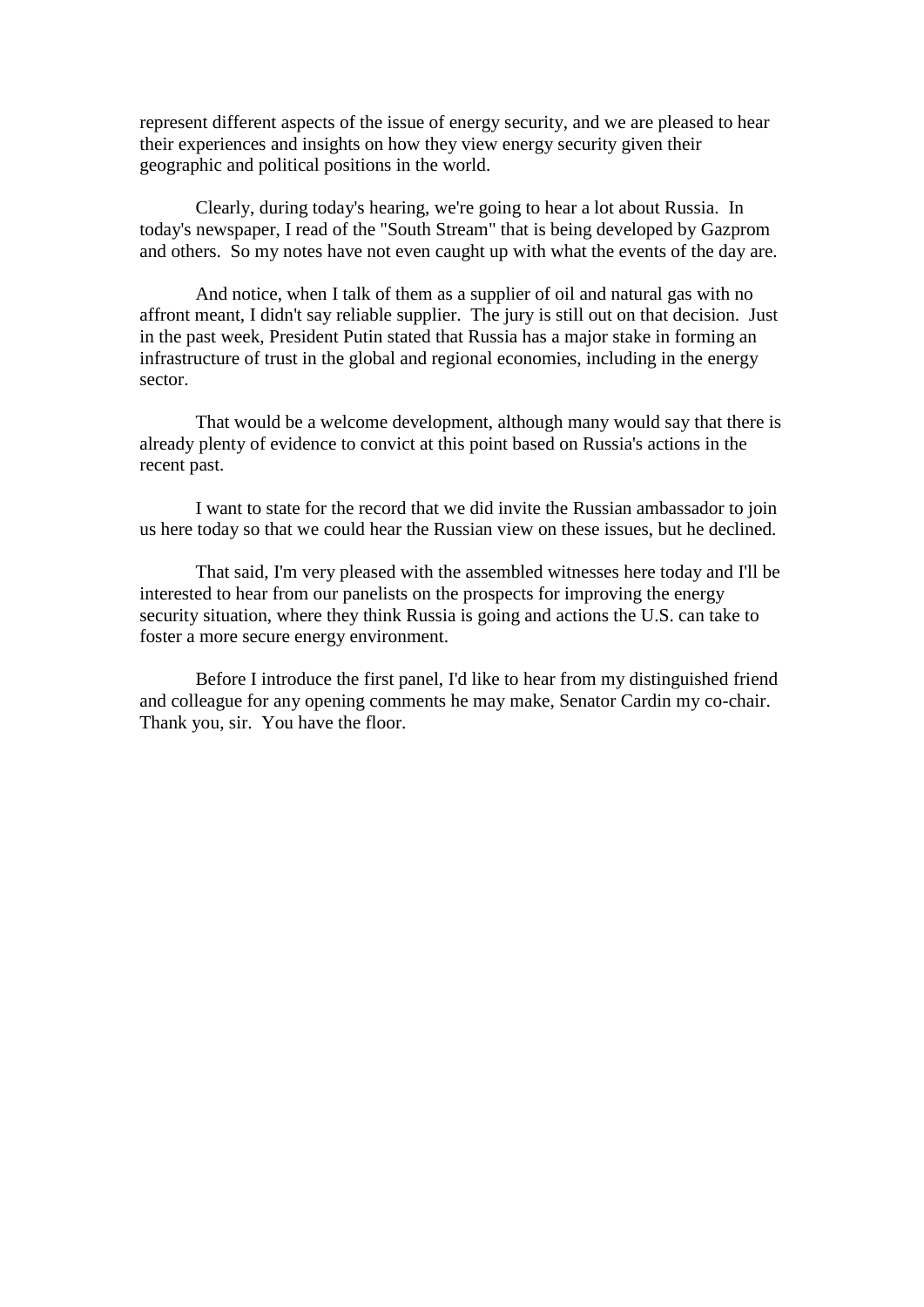represent different aspects of the issue of energy security, and we are pleased to hear their experiences and insights on how they view energy security given their geographic and political positions in the world.

Clearly, during today's hearing, we're going to hear a lot about Russia. In today's newspaper, I read of the "South Stream" that is being developed by Gazprom and others. So my notes have not even caught up with what the events of the day are.

And notice, when I talk of them as a supplier of oil and natural gas with no affront meant, I didn't say reliable supplier. The jury is still out on that decision. Just in the past week, President Putin stated that Russia has a major stake in forming an infrastructure of trust in the global and regional economies, including in the energy sector.

That would be a welcome development, although many would say that there is already plenty of evidence to convict at this point based on Russia's actions in the recent past.

I want to state for the record that we did invite the Russian ambassador to join us here today so that we could hear the Russian view on these issues, but he declined.

That said, I'm very pleased with the assembled witnesses here today and I'll be interested to hear from our panelists on the prospects for improving the energy security situation, where they think Russia is going and actions the U.S. can take to foster a more secure energy environment.

Before I introduce the first panel, I'd like to hear from my distinguished friend and colleague for any opening comments he may make, Senator Cardin my co-chair. Thank you, sir. You have the floor.